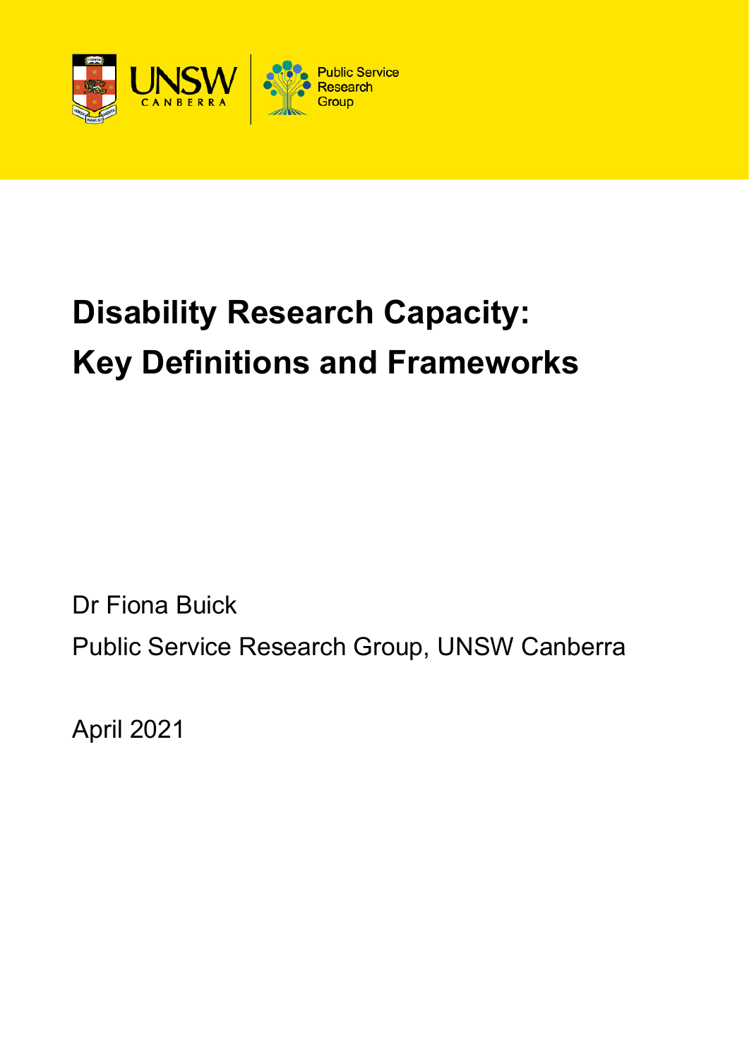UNSW CANBERRA

Public Service Research Group

# Disability Research Capacity: Key Definitions and Frameworks

Dr Fiona Buick

Public Service Research Group, UNSW Canberra

April 2021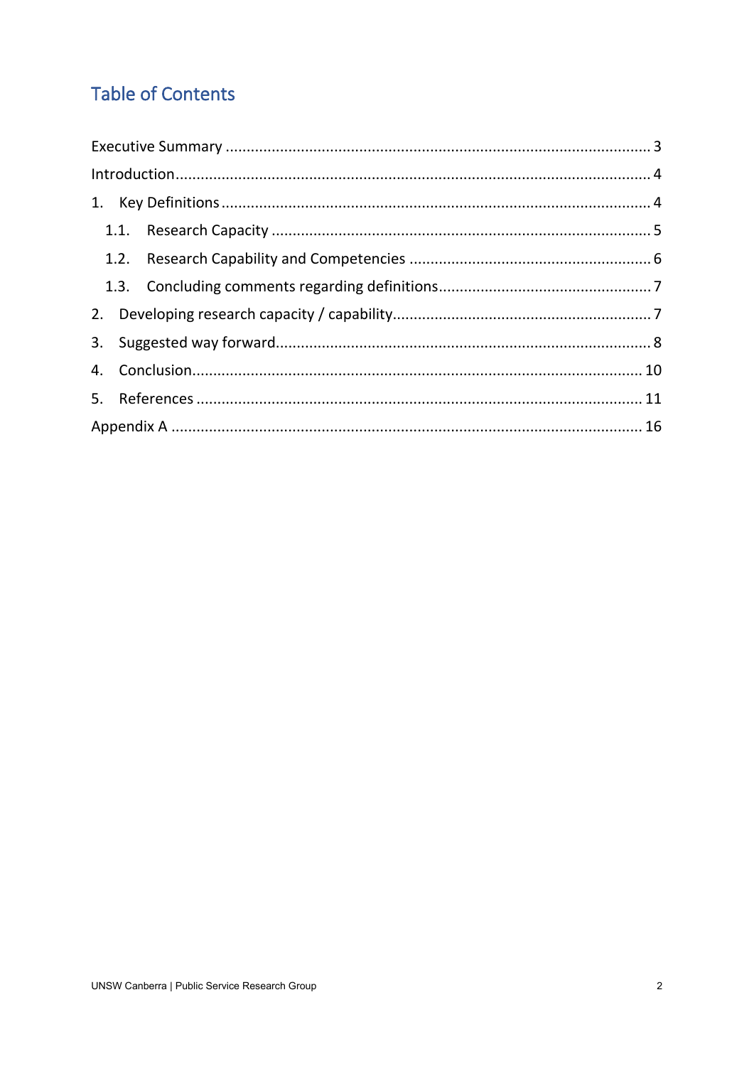## Table of Contents

Executive Summary ..................................................................................................... 3

Introduction................................................................................................................ 4

1. Key Definitions ..................................................................................................... 4

   1.1. Research Capacity ......................................................................................... 5

   1.2. Research Capability and Competencies ......................................................... 6

   1.3. Concluding comments regarding definitions.................................................. 7

2. Developing research capacity / capability............................................................. 7

3. Suggested way forward......................................................................................... 8

4. Conclusion........................................................................................................... 10

5. References .......................................................................................................... 11

Appendix A ............................................................................................................... 16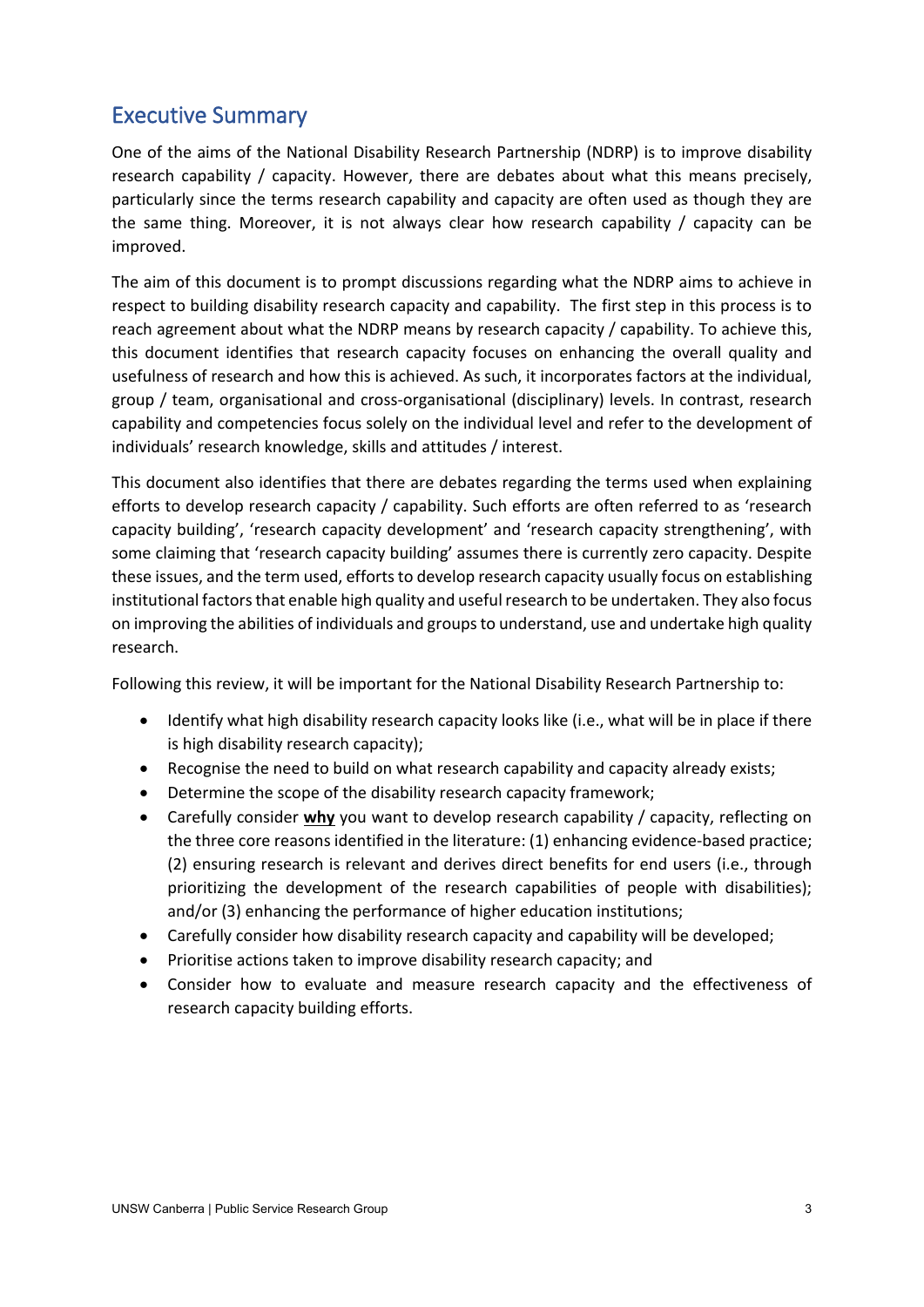## Executive Summary

One of the aims of the National Disability Research Partnership (NDRP) is to improve disability research capability / capacity. However, there are debates about what this means precisely, particularly since the terms research capability and capacity are often used as though they are the same thing. Moreover, it is not always clear how research capability / capacity can be improved.

The aim of this document is to prompt discussions regarding what the NDRP aims to achieve in respect to building disability research capacity and capability. The first step in this process is to reach agreement about what the NDRP means by research capacity / capability. To achieve this, this document identifies that research capacity focuses on enhancing the overall quality and usefulness of research and how this is achieved. As such, it incorporates factors at the individual, group / team, organisational and cross-organisational (disciplinary) levels. In contrast, research capability and competencies focus solely on the individual level and refer to the development of individuals' research knowledge, skills and attitudes / interest.

This document also identifies that there are debates regarding the terms used when explaining efforts to develop research capacity / capability. Such efforts are often referred to as 'research capacity building', 'research capacity development' and 'research capacity strengthening', with some claiming that 'research capacity building' assumes there is currently zero capacity. Despite these issues, and the term used, efforts to develop research capacity usually focus on establishing institutional factors that enable high quality and useful research to be undertaken. They also focus on improving the abilities of individuals and groups to understand, use and undertake high quality research.

Following this review, it will be important for the National Disability Research Partnership to:

- Identify what high disability research capacity looks like (i.e., what will be in place if there is high disability research capacity);
- Recognise the need to build on what research capability and capacity already exists;
- Determine the scope of the disability research capacity framework;
- Carefully consider **<u>why</u>** you want to develop research capability / capacity, reflecting on the three core reasons identified in the literature: (1) enhancing evidence-based practice; (2) ensuring research is relevant and derives direct benefits for end users (i.e., through prioritizing the development of the research capabilities of people with disabilities); and/or (3) enhancing the performance of higher education institutions;
- Carefully consider how disability research capacity and capability will be developed;
- Prioritise actions taken to improve disability research capacity; and
- Consider how to evaluate and measure research capacity and the effectiveness of research capacity building efforts.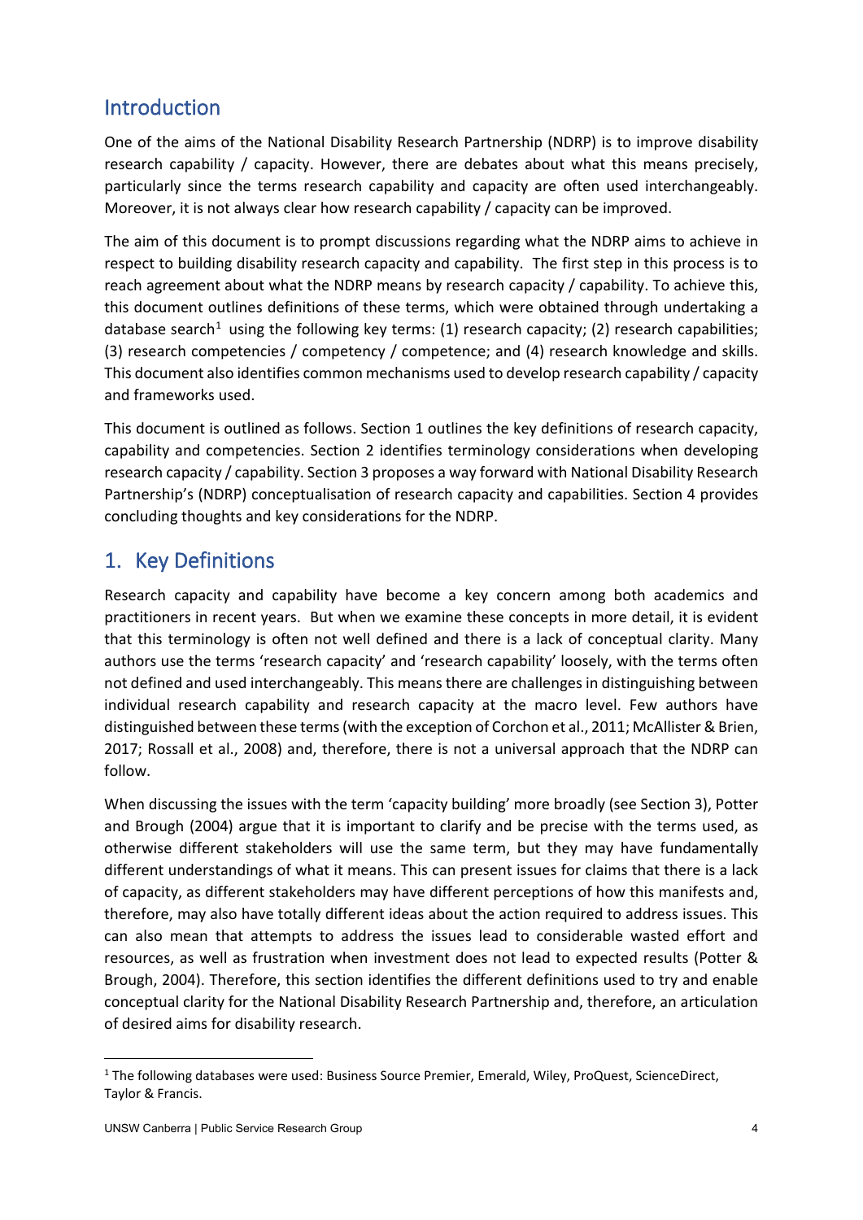## Introduction

One of the aims of the National Disability Research Partnership (NDRP) is to improve disability research capability / capacity. However, there are debates about what this means precisely, particularly since the terms research capability and capacity are often used interchangeably. Moreover, it is not always clear how research capability / capacity can be improved.

The aim of this document is to prompt discussions regarding what the NDRP aims to achieve in respect to building disability research capacity and capability. The first step in this process is to reach agreement about what the NDRP means by research capacity / capability. To achieve this, this document outlines definitions of these terms, which were obtained through undertaking a database search[1] using the following key terms: (1) research capacity; (2) research capabilities; (3) research competencies / competency / competence; and (4) research knowledge and skills. This document also identifies common mechanisms used to develop research capability / capacity and frameworks used.

This document is outlined as follows. Section 1 outlines the key definitions of research capacity, capability and competencies. Section 2 identifies terminology considerations when developing research capacity / capability. Section 3 proposes a way forward with National Disability Research Partnership's (NDRP) conceptualisation of research capacity and capabilities. Section 4 provides concluding thoughts and key considerations for the NDRP.

## 1. Key Definitions

Research capacity and capability have become a key concern among both academics and practitioners in recent years. But when we examine these concepts in more detail, it is evident that this terminology is often not well defined and there is a lack of conceptual clarity. Many authors use the terms 'research capacity' and 'research capability' loosely, with the terms often not defined and used interchangeably. This means there are challenges in distinguishing between individual research capability and research capacity at the macro level. Few authors have distinguished between these terms (with the exception of Corchon et al., 2011; McAllister & Brien, 2017; Rossall et al., 2008) and, therefore, there is not a universal approach that the NDRP can follow.

When discussing the issues with the term 'capacity building' more broadly (see Section 3), Potter and Brough (2004) argue that it is important to clarify and be precise with the terms used, as otherwise different stakeholders will use the same term, but they may have fundamentally different understandings of what it means. This can present issues for claims that there is a lack of capacity, as different stakeholders may have different perceptions of how this manifests and, therefore, may also have totally different ideas about the action required to address issues. This can also mean that attempts to address the issues lead to considerable wasted effort and resources, as well as frustration when investment does not lead to expected results (Potter & Brough, 2004). Therefore, this section identifies the different definitions used to try and enable conceptual clarity for the National Disability Research Partnership and, therefore, an articulation of desired aims for disability research.

[1] The following databases were used: Business Source Premier, Emerald, Wiley, ProQuest, ScienceDirect, Taylor & Francis.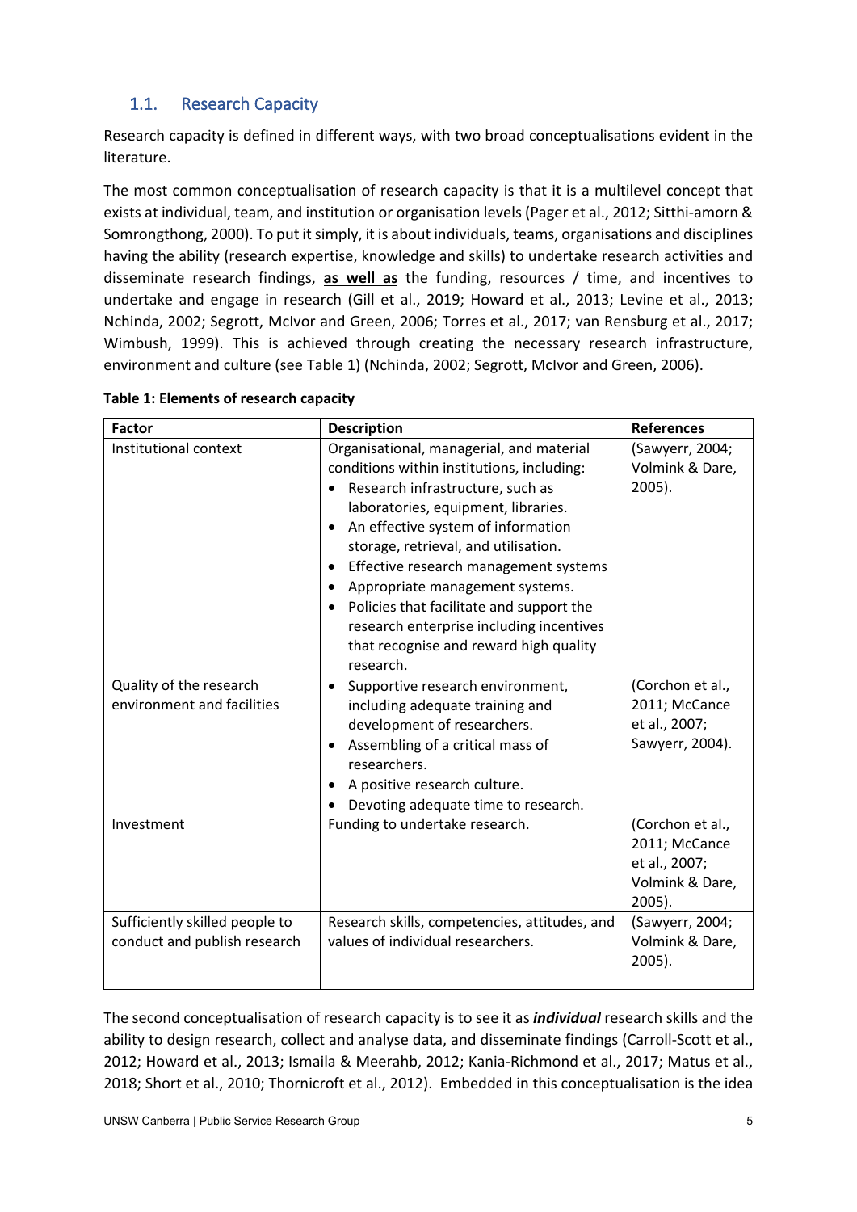## 1.1. Research Capacity

Research capacity is defined in different ways, with two broad conceptualisations evident in the literature.

The most common conceptualisation of research capacity is that it is a multilevel concept that exists at individual, team, and institution or organisation levels (Pager et al., 2012; Sitthi-amorn & Somrongthong, 2000). To put it simply, it is about individuals, teams, organisations and disciplines having the ability (research expertise, knowledge and skills) to undertake research activities and disseminate research findings, **as well as** the funding, resources / time, and incentives to undertake and engage in research (Gill et al., 2019; Howard et al., 2013; Levine et al., 2013; Nchinda, 2002; Segrott, McIvor and Green, 2006; Torres et al., 2017; van Rensburg et al., 2017; Wimbush, 1999). This is achieved through creating the necessary research infrastructure, environment and culture (see Table 1) (Nchinda, 2002; Segrott, McIvor and Green, 2006).

**Table 1: Elements of research capacity**

| Factor | Description | References |
|---|---|---|
| Institutional context | Organisational, managerial, and material conditions within institutions, including: <br>• Research infrastructure, such as laboratories, equipment, libraries.<br>• An effective system of information storage, retrieval, and utilisation.<br>• Effective research management systems<br>• Appropriate management systems.<br>• Policies that facilitate and support the research enterprise including incentives that recognise and reward high quality research. | (Sawyerr, 2004; Volmink & Dare, 2005). |
| Quality of the research environment and facilities | • Supportive research environment, including adequate training and development of researchers.<br>• Assembling of a critical mass of researchers.<br>• A positive research culture.<br>• Devoting adequate time to research. | (Corchon et al., 2011; McCance et al., 2007; Sawyerr, 2004). |
| Investment | Funding to undertake research. | (Corchon et al., 2011; McCance et al., 2007; Volmink & Dare, 2005). |
| Sufficiently skilled people to conduct and publish research | Research skills, competencies, attitudes, and values of individual researchers. | (Sawyerr, 2004; Volmink & Dare, 2005). |

The second conceptualisation of research capacity is to see it as ***individual*** research skills and the ability to design research, collect and analyse data, and disseminate findings (Carroll-Scott et al., 2012; Howard et al., 2013; Ismaila & Meerahb, 2012; Kania-Richmond et al., 2017; Matus et al., 2018; Short et al., 2010; Thornicroft et al., 2012). Embedded in this conceptualisation is the idea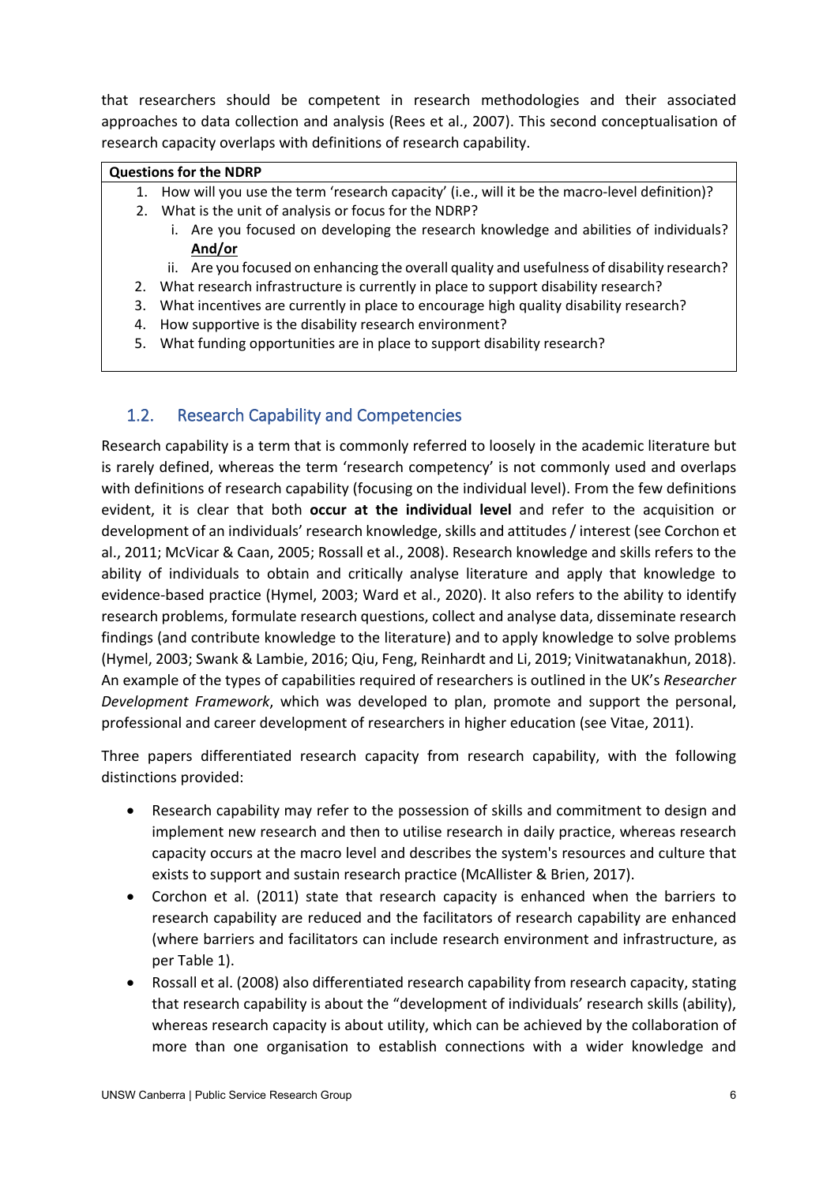that researchers should be competent in research methodologies and their associated approaches to data collection and analysis (Rees et al., 2007). This second conceptualisation of research capacity overlaps with definitions of research capability.

**Questions for the NDRP**

1. How will you use the term 'research capacity' (i.e., will it be the macro-level definition)?
2. What is the unit of analysis or focus for the NDRP?
   i. Are you focused on developing the research knowledge and abilities of individuals? **And/or**
   ii. Are you focused on enhancing the overall quality and usefulness of disability research?
2. What research infrastructure is currently in place to support disability research?
3. What incentives are currently in place to encourage high quality disability research?
4. How supportive is the disability research environment?
5. What funding opportunities are in place to support disability research?

## 1.2. Research Capability and Competencies

Research capability is a term that is commonly referred to loosely in the academic literature but is rarely defined, whereas the term 'research competency' is not commonly used and overlaps with definitions of research capability (focusing on the individual level). From the few definitions evident, it is clear that both **occur at the individual level** and refer to the acquisition or development of an individuals' research knowledge, skills and attitudes / interest (see Corchon et al., 2011; McVicar & Caan, 2005; Rossall et al., 2008). Research knowledge and skills refers to the ability of individuals to obtain and critically analyse literature and apply that knowledge to evidence-based practice (Hymel, 2003; Ward et al., 2020). It also refers to the ability to identify research problems, formulate research questions, collect and analyse data, disseminate research findings (and contribute knowledge to the literature) and to apply knowledge to solve problems (Hymel, 2003; Swank & Lambie, 2016; Qiu, Feng, Reinhardt and Li, 2019; Vinitwatanakhun, 2018). An example of the types of capabilities required of researchers is outlined in the UK's *Researcher Development Framework*, which was developed to plan, promote and support the personal, professional and career development of researchers in higher education (see Vitae, 2011).

Three papers differentiated research capacity from research capability, with the following distinctions provided:

- Research capability may refer to the possession of skills and commitment to design and implement new research and then to utilise research in daily practice, whereas research capacity occurs at the macro level and describes the system's resources and culture that exists to support and sustain research practice (McAllister & Brien, 2017).
- Corchon et al. (2011) state that research capacity is enhanced when the barriers to research capability are reduced and the facilitators of research capability are enhanced (where barriers and facilitators can include research environment and infrastructure, as per Table 1).
- Rossall et al. (2008) also differentiated research capability from research capacity, stating that research capability is about the "development of individuals' research skills (ability), whereas research capacity is about utility, which can be achieved by the collaboration of more than one organisation to establish connections with a wider knowledge and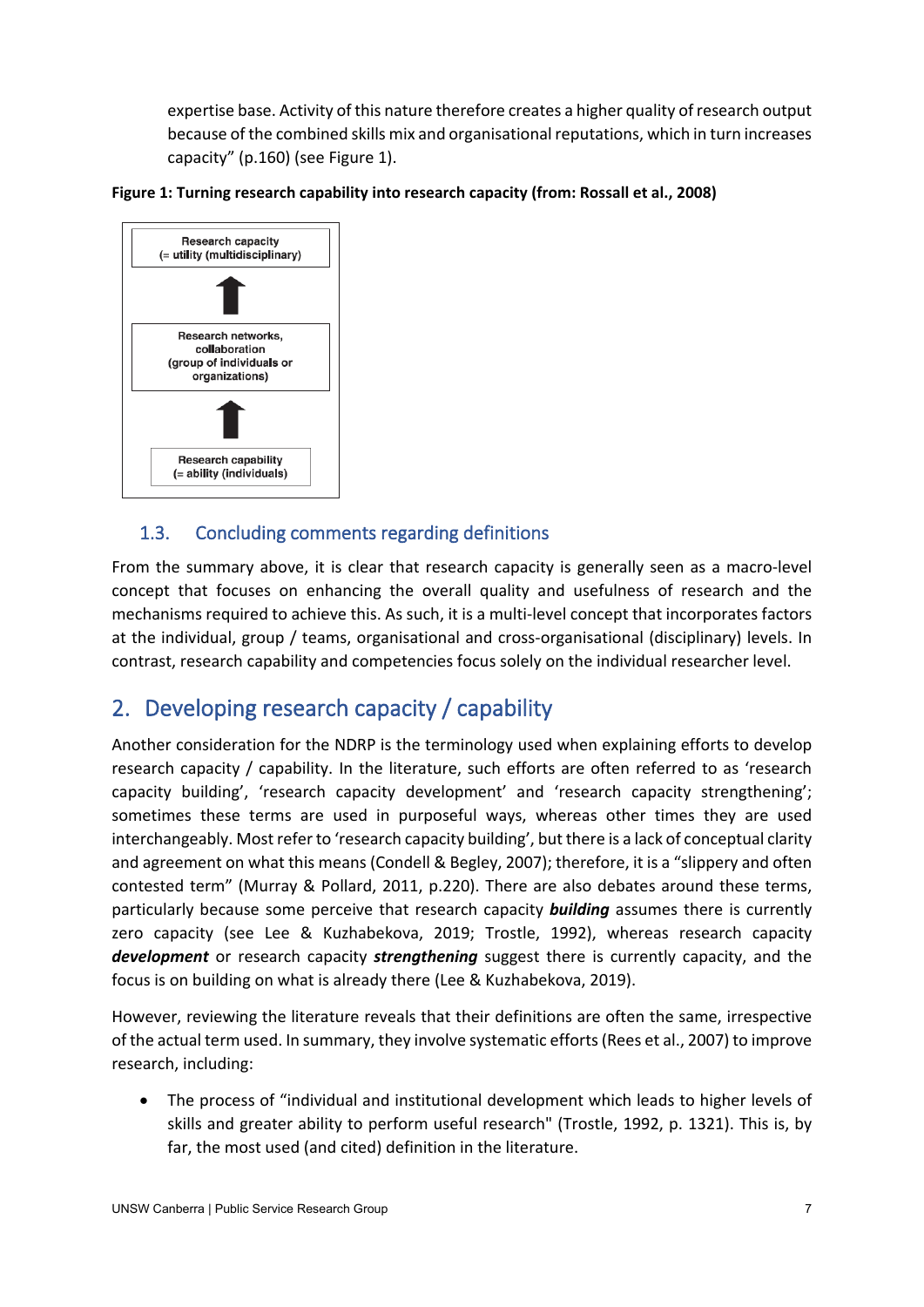expertise base. Activity of this nature therefore creates a higher quality of research output because of the combined skills mix and organisational reputations, which in turn increases capacity" (p.160) (see Figure 1).

**Figure 1: Turning research capability into research capacity (from: Rossall et al., 2008)**

Research capacity
(= utility (multidisciplinary)

Research networks, collaboration
(group of individuals or organizations)

Research capability
(= ability (individuals)

### 1.3. Concluding comments regarding definitions

From the summary above, it is clear that research capacity is generally seen as a macro-level concept that focuses on enhancing the overall quality and usefulness of research and the mechanisms required to achieve this. As such, it is a multi-level concept that incorporates factors at the individual, group / teams, organisational and cross-organisational (disciplinary) levels. In contrast, research capability and competencies focus solely on the individual researcher level.

## 2. Developing research capacity / capability

Another consideration for the NDRP is the terminology used when explaining efforts to develop research capacity / capability. In the literature, such efforts are often referred to as 'research capacity building', 'research capacity development' and 'research capacity strengthening'; sometimes these terms are used in purposeful ways, whereas other times they are used interchangeably. Most refer to 'research capacity building', but there is a lack of conceptual clarity and agreement on what this means (Condell & Begley, 2007); therefore, it is a "slippery and often contested term" (Murray & Pollard, 2011, p.220). There are also debates around these terms, particularly because some perceive that research capacity ***building*** assumes there is currently zero capacity (see Lee & Kuzhabekova, 2019; Trostle, 1992), whereas research capacity ***development*** or research capacity ***strengthening*** suggest there is currently capacity, and the focus is on building on what is already there (Lee & Kuzhabekova, 2019).

However, reviewing the literature reveals that their definitions are often the same, irrespective of the actual term used. In summary, they involve systematic efforts (Rees et al., 2007) to improve research, including:

- The process of "individual and institutional development which leads to higher levels of skills and greater ability to perform useful research" (Trostle, 1992, p. 1321). This is, by far, the most used (and cited) definition in the literature.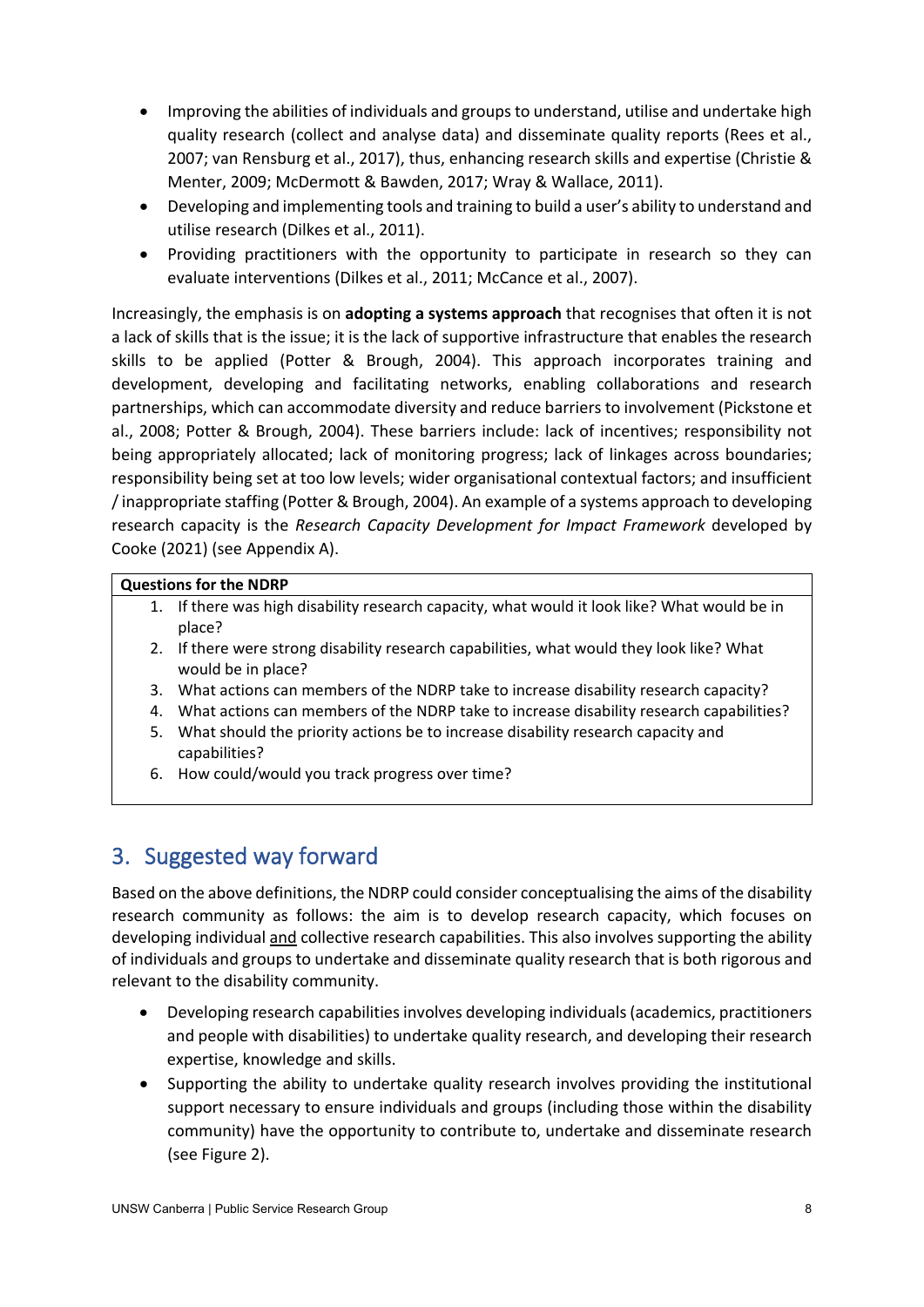- Improving the abilities of individuals and groups to understand, utilise and undertake high quality research (collect and analyse data) and disseminate quality reports (Rees et al., 2007; van Rensburg et al., 2017), thus, enhancing research skills and expertise (Christie & Menter, 2009; McDermott & Bawden, 2017; Wray & Wallace, 2011).
- Developing and implementing tools and training to build a user's ability to understand and utilise research (Dilkes et al., 2011).
- Providing practitioners with the opportunity to participate in research so they can evaluate interventions (Dilkes et al., 2011; McCance et al., 2007).

Increasingly, the emphasis is on **adopting a systems approach** that recognises that often it is not a lack of skills that is the issue; it is the lack of supportive infrastructure that enables the research skills to be applied (Potter & Brough, 2004). This approach incorporates training and development, developing and facilitating networks, enabling collaborations and research partnerships, which can accommodate diversity and reduce barriers to involvement (Pickstone et al., 2008; Potter & Brough, 2004). These barriers include: lack of incentives; responsibility not being appropriately allocated; lack of monitoring progress; lack of linkages across boundaries; responsibility being set at too low levels; wider organisational contextual factors; and insufficient / inappropriate staffing (Potter & Brough, 2004). An example of a systems approach to developing research capacity is the *Research Capacity Development for Impact Framework* developed by Cooke (2021) (see Appendix A).

**Questions for the NDRP**

1. If there was high disability research capacity, what would it look like? What would be in place?
2. If there were strong disability research capabilities, what would they look like? What would be in place?
3. What actions can members of the NDRP take to increase disability research capacity?
4. What actions can members of the NDRP take to increase disability research capabilities?
5. What should the priority actions be to increase disability research capacity and capabilities?
6. How could/would you track progress over time?

## 3. Suggested way forward

Based on the above definitions, the NDRP could consider conceptualising the aims of the disability research community as follows: the aim is to develop research capacity, which focuses on developing individual <u>and</u> collective research capabilities. This also involves supporting the ability of individuals and groups to undertake and disseminate quality research that is both rigorous and relevant to the disability community.

- Developing research capabilities involves developing individuals (academics, practitioners and people with disabilities) to undertake quality research, and developing their research expertise, knowledge and skills.
- Supporting the ability to undertake quality research involves providing the institutional support necessary to ensure individuals and groups (including those within the disability community) have the opportunity to contribute to, undertake and disseminate research (see Figure 2).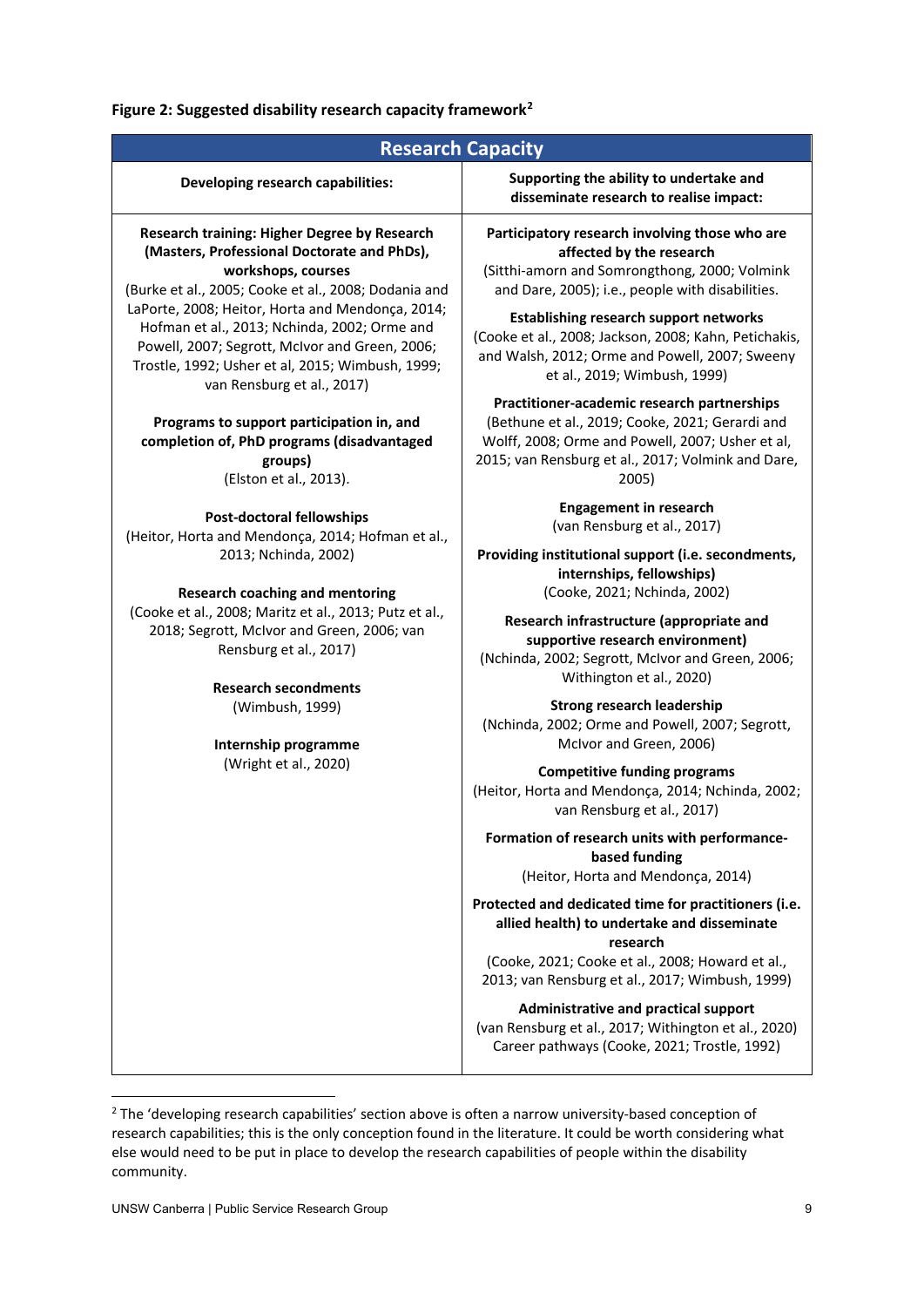**Figure 2: Suggested disability research capacity framework**[2]

| Research Capacity | |
|---|---|
| **Developing research capabilities:** | **Supporting the ability to undertake and disseminate research to realise impact:** |
| **Research training: Higher Degree by Research (Masters, Professional Doctorate and PhDs), workshops, courses** (Burke et al., 2005; Cooke et al., 2008; Dodania and LaPorte, 2008; Heitor, Horta and Mendonça, 2014; Hofman et al., 2013; Nchinda, 2002; Orme and Powell, 2007; Segrott, McIvor and Green, 2006; Trostle, 1992; Usher et al, 2015; Wimbush, 1999; van Rensburg et al., 2017)<br><br>**Programs to support participation in, and completion of, PhD programs (disadvantaged groups)** (Elston et al., 2013).<br><br>**Post-doctoral fellowships** (Heitor, Horta and Mendonça, 2014; Hofman et al., 2013; Nchinda, 2002)<br><br>**Research coaching and mentoring** (Cooke et al., 2008; Maritz et al., 2013; Putz et al., 2018; Segrott, McIvor and Green, 2006; van Rensburg et al., 2017)<br><br>**Research secondments** (Wimbush, 1999)<br><br>**Internship programme** (Wright et al., 2020) | **Participatory research involving those who are affected by the research** (Sitthi-amorn and Somrongthong, 2000; Volmink and Dare, 2005); i.e., people with disabilities.<br><br>**Establishing research support networks** (Cooke et al., 2008; Jackson, 2008; Kahn, Petichakis, and Walsh, 2012; Orme and Powell, 2007; Sweeny et al., 2019; Wimbush, 1999)<br><br>**Practitioner-academic research partnerships** (Bethune et al., 2019; Cooke, 2021; Gerardi and Wolff, 2008; Orme and Powell, 2007; Usher et al, 2015; van Rensburg et al., 2017; Volmink and Dare, 2005)<br><br>**Engagement in research** (van Rensburg et al., 2017)<br><br>**Providing institutional support (i.e. secondments, internships, fellowships)** (Cooke, 2021; Nchinda, 2002)<br><br>**Research infrastructure (appropriate and supportive research environment)** (Nchinda, 2002; Segrott, McIvor and Green, 2006; Withington et al., 2020)<br><br>**Strong research leadership** (Nchinda, 2002; Orme and Powell, 2007; Segrott, McIvor and Green, 2006)<br><br>**Competitive funding programs** (Heitor, Horta and Mendonça, 2014; Nchinda, 2002; van Rensburg et al., 2017)<br><br>**Formation of research units with performance-based funding** (Heitor, Horta and Mendonça, 2014)<br><br>**Protected and dedicated time for practitioners (i.e. allied health) to undertake and disseminate research** (Cooke, 2021; Cooke et al., 2008; Howard et al., 2013; van Rensburg et al., 2017; Wimbush, 1999)<br><br>**Administrative and practical support** (van Rensburg et al., 2017; Withington et al., 2020)<br>Career pathways (Cooke, 2021; Trostle, 1992) |

[2] The 'developing research capabilities' section above is often a narrow university-based conception of research capabilities; this is the only conception found in the literature. It could be worth considering what else would need to be put in place to develop the research capabilities of people within the disability community.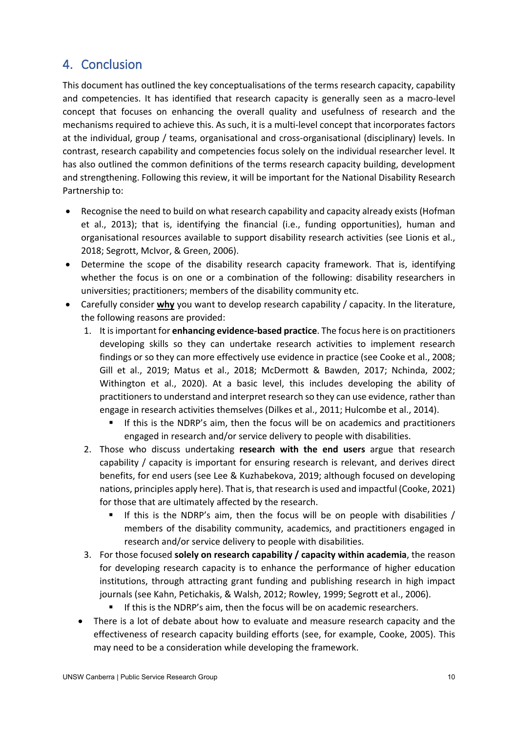## 4. Conclusion

This document has outlined the key conceptualisations of the terms research capacity, capability and competencies. It has identified that research capacity is generally seen as a macro-level concept that focuses on enhancing the overall quality and usefulness of research and the mechanisms required to achieve this. As such, it is a multi-level concept that incorporates factors at the individual, group / teams, organisational and cross-organisational (disciplinary) levels. In contrast, research capability and competencies focus solely on the individual researcher level. It has also outlined the common definitions of the terms research capacity building, development and strengthening. Following this review, it will be important for the National Disability Research Partnership to:

- Recognise the need to build on what research capability and capacity already exists (Hofman et al., 2013); that is, identifying the financial (i.e., funding opportunities), human and organisational resources available to support disability research activities (see Lionis et al., 2018; Segrott, McIvor, & Green, 2006).
- Determine the scope of the disability research capacity framework. That is, identifying whether the focus is on one or a combination of the following: disability researchers in universities; practitioners; members of the disability community etc.
- Carefully consider **why** you want to develop research capability / capacity. In the literature, the following reasons are provided:
  1. It is important for **enhancing evidence-based practice**. The focus here is on practitioners developing skills so they can undertake research activities to implement research findings or so they can more effectively use evidence in practice (see Cooke et al., 2008; Gill et al., 2019; Matus et al., 2018; McDermott & Bawden, 2017; Nchinda, 2002; Withington et al., 2020). At a basic level, this includes developing the ability of practitioners to understand and interpret research so they can use evidence, rather than engage in research activities themselves (Dilkes et al., 2011; Hulcombe et al., 2014).
     - If this is the NDRP's aim, then the focus will be on academics and practitioners engaged in research and/or service delivery to people with disabilities.
  2. Those who discuss undertaking **research with the end users** argue that research capability / capacity is important for ensuring research is relevant, and derives direct benefits, for end users (see Lee & Kuzhabekova, 2019; although focused on developing nations, principles apply here). That is, that research is used and impactful (Cooke, 2021) for those that are ultimately affected by the research.
     - If this is the NDRP's aim, then the focus will be on people with disabilities / members of the disability community, academics, and practitioners engaged in research and/or service delivery to people with disabilities.
  3. For those focused **solely on research capability / capacity within academia**, the reason for developing research capacity is to enhance the performance of higher education institutions, through attracting grant funding and publishing research in high impact journals (see Kahn, Petichakis, & Walsh, 2012; Rowley, 1999; Segrott et al., 2006).
     - If this is the NDRP's aim, then the focus will be on academic researchers.
- There is a lot of debate about how to evaluate and measure research capacity and the effectiveness of research capacity building efforts (see, for example, Cooke, 2005). This may need to be a consideration while developing the framework.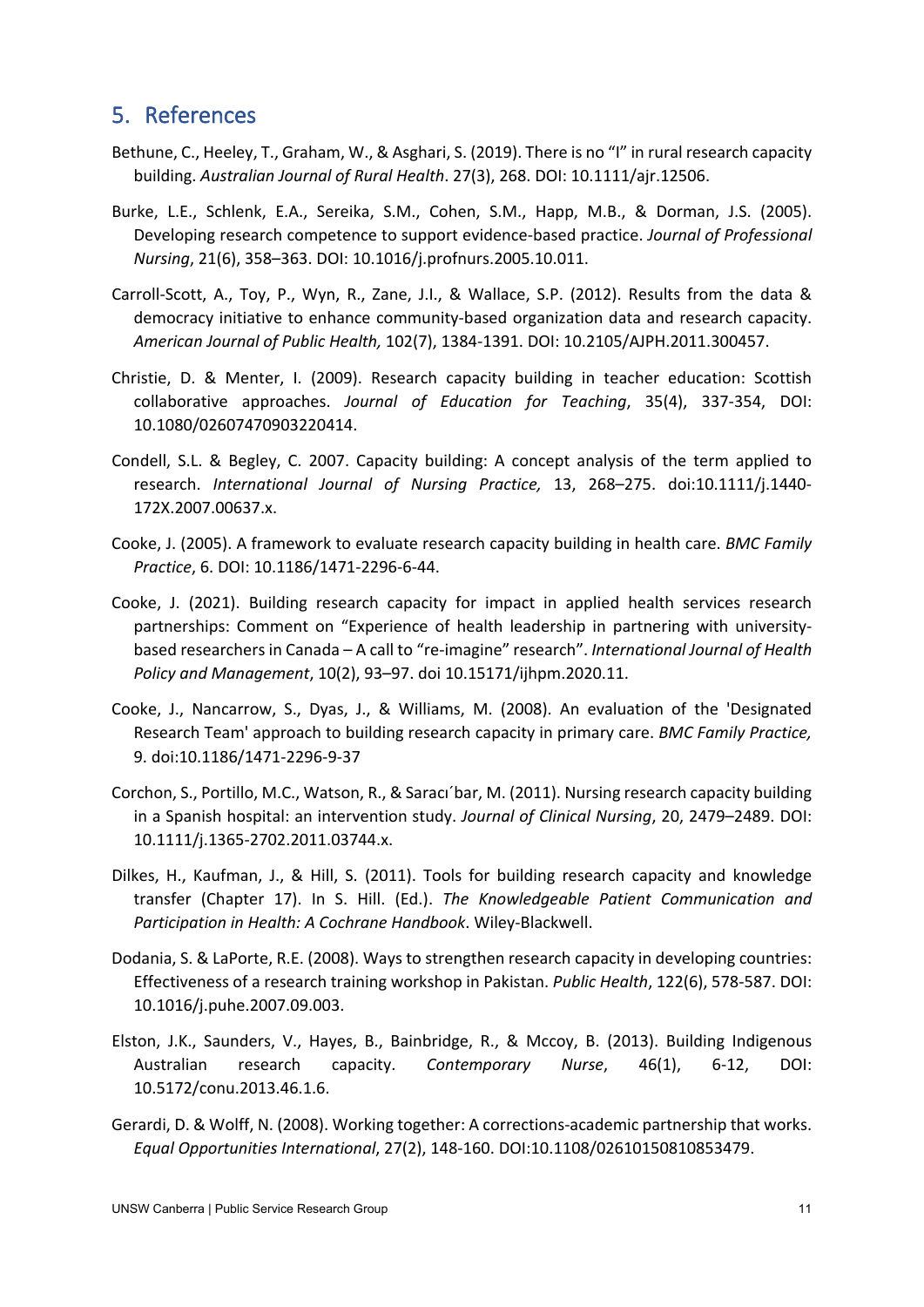## 5. References

Bethune, C., Heeley, T., Graham, W., & Asghari, S. (2019). There is no "I" in rural research capacity building. *Australian Journal of Rural Health*. 27(3), 268. DOI: 10.1111/ajr.12506.

Burke, L.E., Schlenk, E.A., Sereika, S.M., Cohen, S.M., Happ, M.B., & Dorman, J.S. (2005). Developing research competence to support evidence-based practice. *Journal of Professional Nursing*, 21(6), 358–363. DOI: 10.1016/j.profnurs.2005.10.011.

Carroll-Scott, A., Toy, P., Wyn, R., Zane, J.I., & Wallace, S.P. (2012). Results from the data & democracy initiative to enhance community-based organization data and research capacity. *American Journal of Public Health,* 102(7), 1384-1391. DOI: 10.2105/AJPH.2011.300457.

Christie, D. & Menter, I. (2009). Research capacity building in teacher education: Scottish collaborative approaches. *Journal of Education for Teaching*, 35(4), 337-354, DOI: 10.1080/02607470903220414.

Condell, S.L. & Begley, C. 2007. Capacity building: A concept analysis of the term applied to research. *International Journal of Nursing Practice,* 13, 268–275. doi:10.1111/j.1440-172X.2007.00637.x.

Cooke, J. (2005). A framework to evaluate research capacity building in health care. *BMC Family Practice*, 6. DOI: 10.1186/1471-2296-6-44.

Cooke, J. (2021). Building research capacity for impact in applied health services research partnerships: Comment on "Experience of health leadership in partnering with university-based researchers in Canada – A call to "re-imagine" research". *International Journal of Health Policy and Management*, 10(2), 93–97. doi 10.15171/ijhpm.2020.11.

Cooke, J., Nancarrow, S., Dyas, J., & Williams, M. (2008). An evaluation of the 'Designated Research Team' approach to building research capacity in primary care. *BMC Family Practice,* 9. doi:10.1186/1471-2296-9-37

Corchon, S., Portillo, M.C., Watson, R., & Saracı´bar, M. (2011). Nursing research capacity building in a Spanish hospital: an intervention study. *Journal of Clinical Nursing*, 20, 2479–2489. DOI: 10.1111/j.1365-2702.2011.03744.x.

Dilkes, H., Kaufman, J., & Hill, S. (2011). Tools for building research capacity and knowledge transfer (Chapter 17). In S. Hill. (Ed.). *The Knowledgeable Patient Communication and Participation in Health: A Cochrane Handbook*. Wiley-Blackwell.

Dodania, S. & LaPorte, R.E. (2008). Ways to strengthen research capacity in developing countries: Effectiveness of a research training workshop in Pakistan. *Public Health*, 122(6), 578-587. DOI: 10.1016/j.puhe.2007.09.003.

Elston, J.K., Saunders, V., Hayes, B., Bainbridge, R., & Mccoy, B. (2013). Building Indigenous Australian research capacity. *Contemporary Nurse*, 46(1), 6-12, DOI: 10.5172/conu.2013.46.1.6.

Gerardi, D. & Wolff, N. (2008). Working together: A corrections-academic partnership that works. *Equal Opportunities International*, 27(2), 148-160. DOI:10.1108/02610150810853479.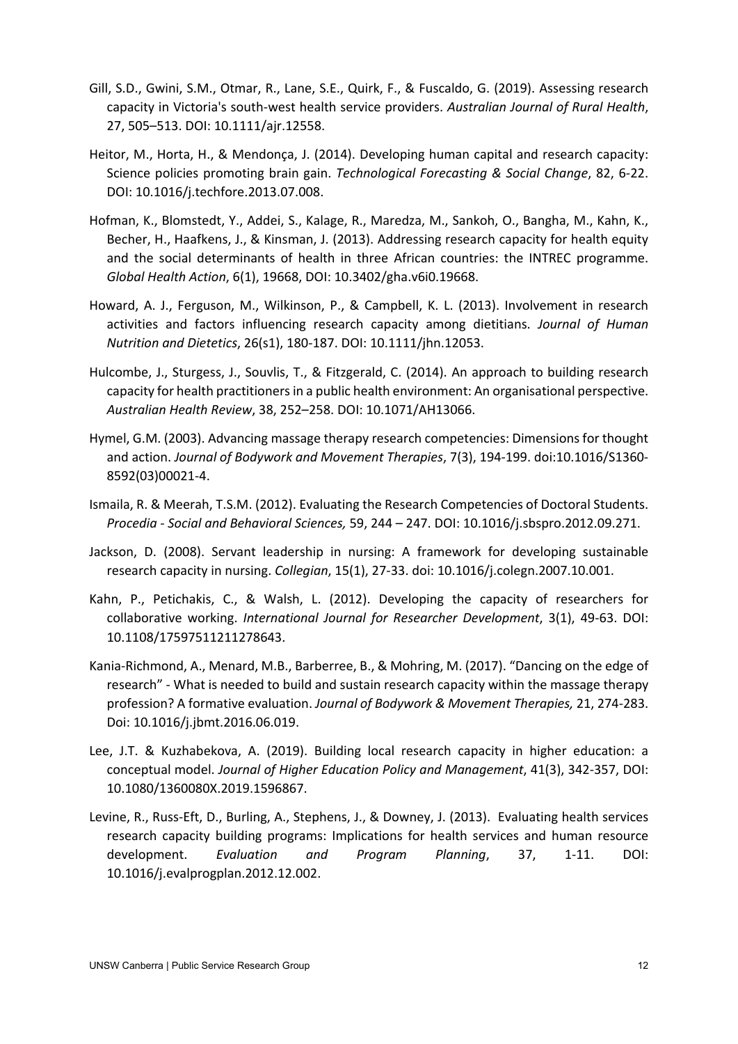Gill, S.D., Gwini, S.M., Otmar, R., Lane, S.E., Quirk, F., & Fuscaldo, G. (2019). Assessing research capacity in Victoria's south-west health service providers. *Australian Journal of Rural Health*, 27, 505–513. DOI: 10.1111/ajr.12558.

Heitor, M., Horta, H., & Mendonça, J. (2014). Developing human capital and research capacity: Science policies promoting brain gain. *Technological Forecasting & Social Change*, 82, 6-22. DOI: 10.1016/j.techfore.2013.07.008.

Hofman, K., Blomstedt, Y., Addei, S., Kalage, R., Maredza, M., Sankoh, O., Bangha, M., Kahn, K., Becher, H., Haafkens, J., & Kinsman, J. (2013). Addressing research capacity for health equity and the social determinants of health in three African countries: the INTREC programme. *Global Health Action*, 6(1), 19668, DOI: 10.3402/gha.v6i0.19668.

Howard, A. J., Ferguson, M., Wilkinson, P., & Campbell, K. L. (2013). Involvement in research activities and factors influencing research capacity among dietitians. *Journal of Human Nutrition and Dietetics*, 26(s1), 180-187. DOI: 10.1111/jhn.12053.

Hulcombe, J., Sturgess, J., Souvlis, T., & Fitzgerald, C. (2014). An approach to building research capacity for health practitioners in a public health environment: An organisational perspective. *Australian Health Review*, 38, 252–258. DOI: 10.1071/AH13066.

Hymel, G.M. (2003). Advancing massage therapy research competencies: Dimensions for thought and action. *Journal of Bodywork and Movement Therapies*, 7(3), 194-199. doi:10.1016/S1360-8592(03)00021-4.

Ismaila, R. & Meerah, T.S.M. (2012). Evaluating the Research Competencies of Doctoral Students. *Procedia - Social and Behavioral Sciences,* 59, 244 – 247. DOI: 10.1016/j.sbspro.2012.09.271.

Jackson, D. (2008). Servant leadership in nursing: A framework for developing sustainable research capacity in nursing. *Collegian*, 15(1), 27-33. doi: 10.1016/j.colegn.2007.10.001.

Kahn, P., Petichakis, C., & Walsh, L. (2012). Developing the capacity of researchers for collaborative working. *International Journal for Researcher Development*, 3(1), 49-63. DOI: 10.1108/17597511211278643.

Kania-Richmond, A., Menard, M.B., Barberree, B., & Mohring, M. (2017). "Dancing on the edge of research" - What is needed to build and sustain research capacity within the massage therapy profession? A formative evaluation. *Journal of Bodywork & Movement Therapies,* 21, 274-283. Doi: 10.1016/j.jbmt.2016.06.019.

Lee, J.T. & Kuzhabekova, A. (2019). Building local research capacity in higher education: a conceptual model. *Journal of Higher Education Policy and Management*, 41(3), 342-357, DOI: 10.1080/1360080X.2019.1596867.

Levine, R., Russ-Eft, D., Burling, A., Stephens, J., & Downey, J. (2013). Evaluating health services research capacity building programs: Implications for health services and human resource development. *Evaluation and Program Planning*, 37, 1-11. DOI: 10.1016/j.evalprogplan.2012.12.002.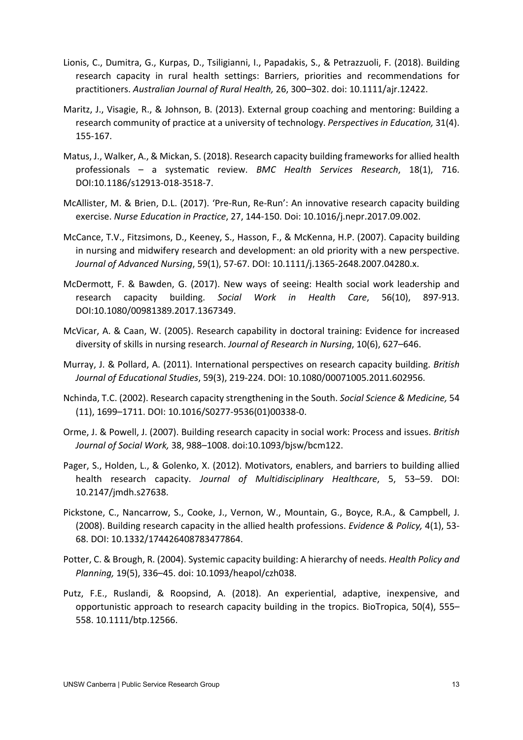Lionis, C., Dumitra, G., Kurpas, D., Tsiligianni, I., Papadakis, S., & Petrazzuoli, F. (2018). Building research capacity in rural health settings: Barriers, priorities and recommendations for practitioners. *Australian Journal of Rural Health,* 26, 300–302. doi: 10.1111/ajr.12422.

Maritz, J., Visagie, R., & Johnson, B. (2013). External group coaching and mentoring: Building a research community of practice at a university of technology. *Perspectives in Education,* 31(4). 155-167.

Matus, J., Walker, A., & Mickan, S. (2018). Research capacity building frameworks for allied health professionals – a systematic review. *BMC Health Services Research*, 18(1), 716. DOI:10.1186/s12913-018-3518-7.

McAllister, M. & Brien, D.L. (2017). 'Pre-Run, Re-Run': An innovative research capacity building exercise. *Nurse Education in Practice*, 27, 144-150. Doi: 10.1016/j.nepr.2017.09.002.

McCance, T.V., Fitzsimons, D., Keeney, S., Hasson, F., & McKenna, H.P. (2007). Capacity building in nursing and midwifery research and development: an old priority with a new perspective. *Journal of Advanced Nursing*, 59(1), 57-67. DOI: 10.1111/j.1365-2648.2007.04280.x.

McDermott, F. & Bawden, G. (2017). New ways of seeing: Health social work leadership and research capacity building. *Social Work in Health Care*, 56(10), 897-913. DOI:10.1080/00981389.2017.1367349.

McVicar, A. & Caan, W. (2005). Research capability in doctoral training: Evidence for increased diversity of skills in nursing research. *Journal of Research in Nursing*, 10(6), 627–646.

Murray, J. & Pollard, A. (2011). International perspectives on research capacity building. *British Journal of Educational Studies*, 59(3), 219-224. DOI: 10.1080/00071005.2011.602956.

Nchinda, T.C. (2002). Research capacity strengthening in the South. *Social Science & Medicine,* 54 (11), 1699–1711. DOI: 10.1016/S0277-9536(01)00338-0.

Orme, J. & Powell, J. (2007). Building research capacity in social work: Process and issues. *British Journal of Social Work,* 38, 988–1008. doi:10.1093/bjsw/bcm122.

Pager, S., Holden, L., & Golenko, X. (2012). Motivators, enablers, and barriers to building allied health research capacity. *Journal of Multidisciplinary Healthcare*, 5, 53–59. DOI: 10.2147/jmdh.s27638.

Pickstone, C., Nancarrow, S., Cooke, J., Vernon, W., Mountain, G., Boyce, R.A., & Campbell, J. (2008). Building research capacity in the allied health professions. *Evidence & Policy,* 4(1), 53-68. DOI: 10.1332/174426408783477864.

Potter, C. & Brough, R. (2004). Systemic capacity building: A hierarchy of needs. *Health Policy and Planning,* 19(5), 336–45. doi: 10.1093/heapol/czh038.

Putz, F.E., Ruslandi, & Roopsind, A. (2018). An experiential, adaptive, inexpensive, and opportunistic approach to research capacity building in the tropics. BioTropica, 50(4), 555–558. 10.1111/btp.12566.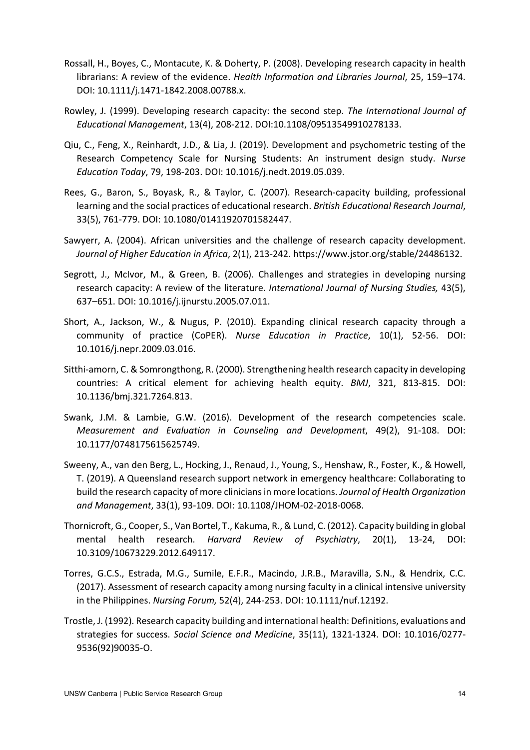Rossall, H., Boyes, C., Montacute, K. & Doherty, P. (2008). Developing research capacity in health librarians: A review of the evidence. *Health Information and Libraries Journal*, 25, 159–174. DOI: 10.1111/j.1471-1842.2008.00788.x.

Rowley, J. (1999). Developing research capacity: the second step. *The International Journal of Educational Management*, 13(4), 208-212. DOI:10.1108/09513549910278133.

Qiu, C., Feng, X., Reinhardt, J.D., & Lia, J. (2019). Development and psychometric testing of the Research Competency Scale for Nursing Students: An instrument design study. *Nurse Education Today*, 79, 198-203. DOI: 10.1016/j.nedt.2019.05.039.

Rees, G., Baron, S., Boyask, R., & Taylor, C. (2007). Research-capacity building, professional learning and the social practices of educational research. *British Educational Research Journal*, 33(5), 761-779. DOI: 10.1080/01411920701582447.

Sawyerr, A. (2004). African universities and the challenge of research capacity development. *Journal of Higher Education in Africa*, 2(1), 213-242. https://www.jstor.org/stable/24486132.

Segrott, J., McIvor, M., & Green, B. (2006). Challenges and strategies in developing nursing research capacity: A review of the literature. *International Journal of Nursing Studies,* 43(5), 637–651. DOI: 10.1016/j.ijnurstu.2005.07.011.

Short, A., Jackson, W., & Nugus, P. (2010). Expanding clinical research capacity through a community of practice (CoPER). *Nurse Education in Practice*, 10(1), 52-56. DOI: 10.1016/j.nepr.2009.03.016.

Sitthi-amorn, C. & Somrongthong, R. (2000). Strengthening health research capacity in developing countries: A critical element for achieving health equity. *BMJ*, 321, 813-815. DOI: 10.1136/bmj.321.7264.813.

Swank, J.M. & Lambie, G.W. (2016). Development of the research competencies scale. *Measurement and Evaluation in Counseling and Development*, 49(2), 91-108. DOI: 10.1177/0748175615625749.

Sweeny, A., van den Berg, L., Hocking, J., Renaud, J., Young, S., Henshaw, R., Foster, K., & Howell, T. (2019). A Queensland research support network in emergency healthcare: Collaborating to build the research capacity of more clinicians in more locations. *Journal of Health Organization and Management*, 33(1), 93-109. DOI: 10.1108/JHOM-02-2018-0068.

Thornicroft, G., Cooper, S., Van Bortel, T., Kakuma, R., & Lund, C. (2012). Capacity building in global mental health research. *Harvard Review of Psychiatry*, 20(1), 13-24, DOI: 10.3109/10673229.2012.649117.

Torres, G.C.S., Estrada, M.G., Sumile, E.F.R., Macindo, J.R.B., Maravilla, S.N., & Hendrix, C.C. (2017). Assessment of research capacity among nursing faculty in a clinical intensive university in the Philippines. *Nursing Forum,* 52(4), 244-253. DOI: 10.1111/nuf.12192.

Trostle, J. (1992). Research capacity building and international health: Definitions, evaluations and strategies for success. *Social Science and Medicine*, 35(11), 1321-1324. DOI: 10.1016/0277-9536(92)90035-O.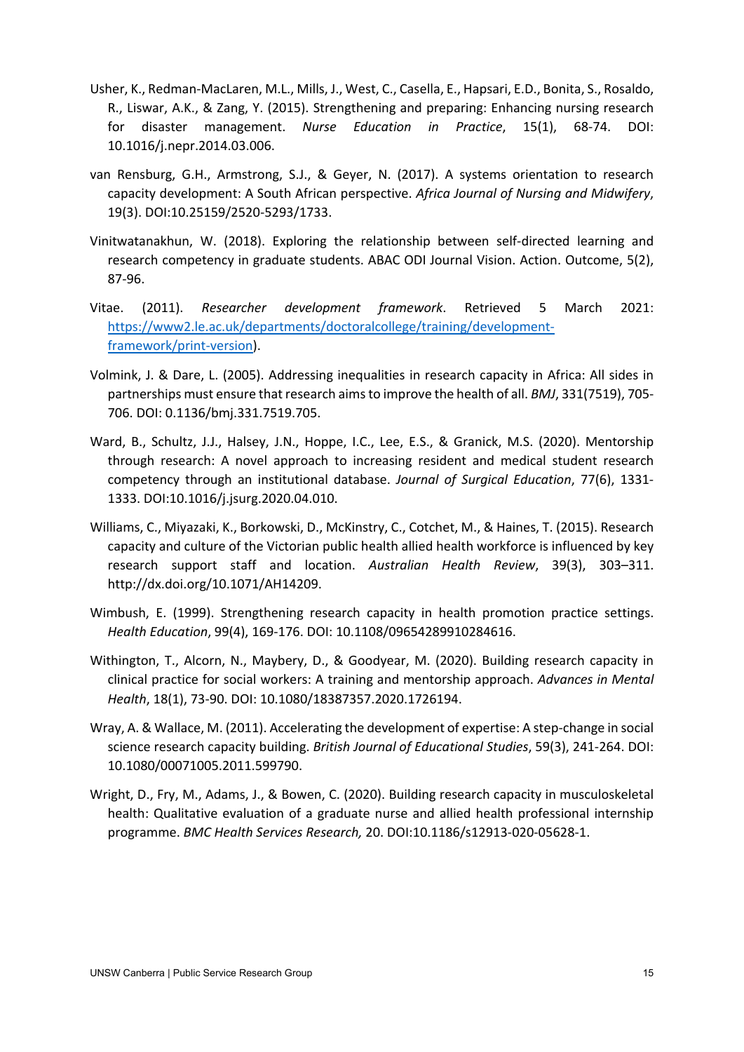Usher, K., Redman-MacLaren, M.L., Mills, J., West, C., Casella, E., Hapsari, E.D., Bonita, S., Rosaldo, R., Liswar, A.K., & Zang, Y. (2015). Strengthening and preparing: Enhancing nursing research for disaster management. *Nurse Education in Practice*, 15(1), 68-74. DOI: 10.1016/j.nepr.2014.03.006.

van Rensburg, G.H., Armstrong, S.J., & Geyer, N. (2017). A systems orientation to research capacity development: A South African perspective. *Africa Journal of Nursing and Midwifery*, 19(3). DOI:10.25159/2520-5293/1733.

Vinitwatanakhun, W. (2018). Exploring the relationship between self-directed learning and research competency in graduate students. ABAC ODI Journal Vision. Action. Outcome, 5(2), 87-96.

Vitae. (2011). *Researcher development framework*. Retrieved 5 March 2021: [https://www2.le.ac.uk/departments/doctoralcollege/training/development-framework/print-version](https://www2.le.ac.uk/departments/doctoralcollege/training/development-framework/print-version)).

Volmink, J. & Dare, L. (2005). Addressing inequalities in research capacity in Africa: All sides in partnerships must ensure that research aims to improve the health of all. *BMJ*, 331(7519), 705-706. DOI: 0.1136/bmj.331.7519.705.

Ward, B., Schultz, J.J., Halsey, J.N., Hoppe, I.C., Lee, E.S., & Granick, M.S. (2020). Mentorship through research: A novel approach to increasing resident and medical student research competency through an institutional database. *Journal of Surgical Education*, 77(6), 1331-1333. DOI:10.1016/j.jsurg.2020.04.010.

Williams, C., Miyazaki, K., Borkowski, D., McKinstry, C., Cotchet, M., & Haines, T. (2015). Research capacity and culture of the Victorian public health allied health workforce is influenced by key research support staff and location. *Australian Health Review*, 39(3), 303–311. http://dx.doi.org/10.1071/AH14209.

Wimbush, E. (1999). Strengthening research capacity in health promotion practice settings. *Health Education*, 99(4), 169-176. DOI: 10.1108/09654289910284616.

Withington, T., Alcorn, N., Maybery, D., & Goodyear, M. (2020). Building research capacity in clinical practice for social workers: A training and mentorship approach. *Advances in Mental Health*, 18(1), 73-90. DOI: 10.1080/18387357.2020.1726194.

Wray, A. & Wallace, M. (2011). Accelerating the development of expertise: A step-change in social science research capacity building. *British Journal of Educational Studies*, 59(3), 241-264. DOI: 10.1080/00071005.2011.599790.

Wright, D., Fry, M., Adams, J., & Bowen, C. (2020). Building research capacity in musculoskeletal health: Qualitative evaluation of a graduate nurse and allied health professional internship programme. *BMC Health Services Research,* 20. DOI:10.1186/s12913-020-05628-1.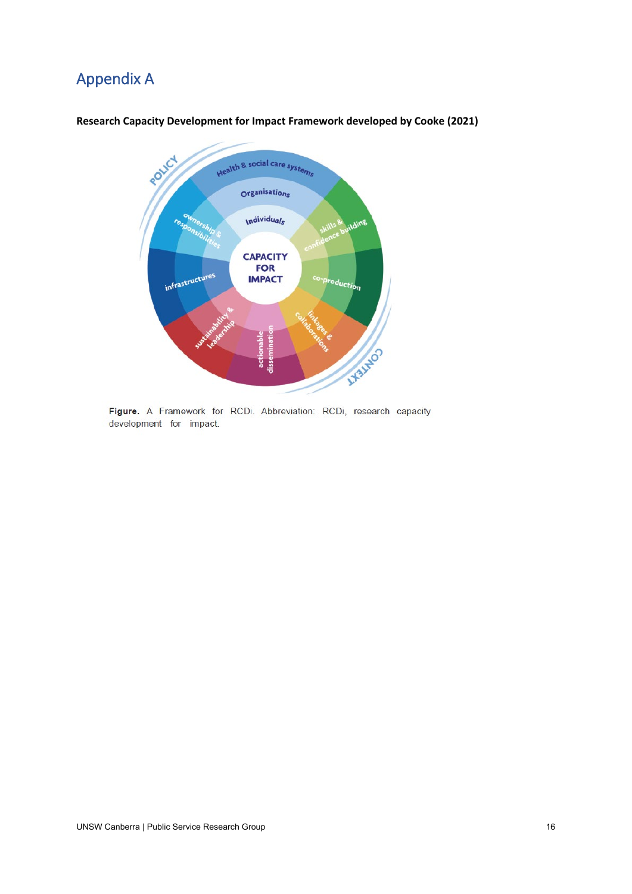# Appendix A

**Research Capacity Development for Impact Framework developed by Cooke (2021)**

POLICY

Health & social care systems

Organisations

Individuals

CAPACITY FOR IMPACT

ownership & responsibilities

skills & confidence building

infrastructures

co-production

sustainability & leadership

actionable dissemination

linkages & collaborations

CONTEXT

**Figure.** A Framework for RCDi. Abbreviation: RCDi, research capacity development for impact.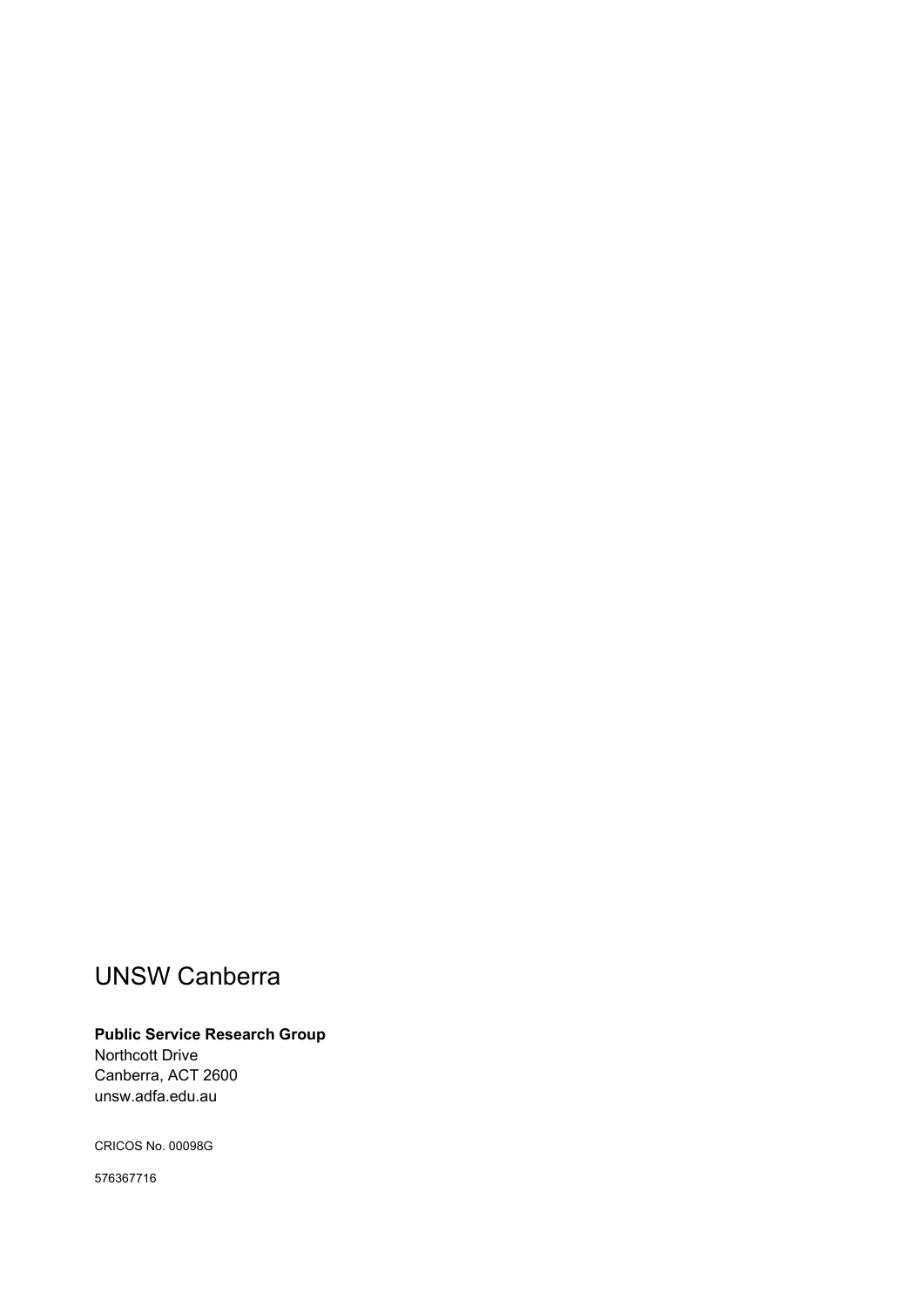UNSW Canberra

**Public Service Research Group**
Northcott Drive
Canberra, ACT 2600
unsw.adfa.edu.au

CRICOS No. 00098G

576367716